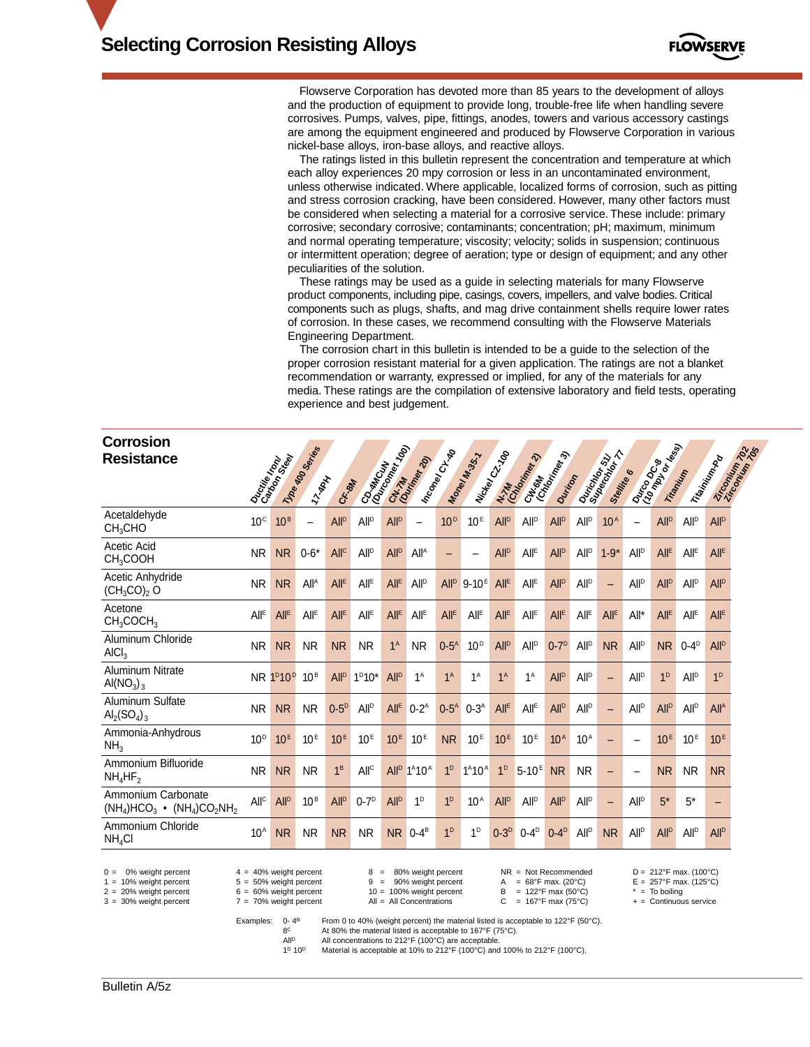# Selecting Corrosion Resisting Alloys

Flowserve Corporation has devoted more than 85 years to the development of alloys and the production of equipment to provide long, trouble-free life when handling severe corrosives. Pumps, valves, pipe, fittings, anodes, towers and various accessory castings are among the equipment engineered and produced by Flowserve Corporation in various nickel-base alloys, iron-base alloys, and reactive alloys.

The ratings listed in this bulletin represent the concentration and temperature at which each alloy experiences 20 mpy corrosion or less in an uncontaminated environment, unless otherwise indicated. Where applicable, localized forms of corrosion, such as pitting and stress corrosion cracking, have been considered. However, many other factors must be considered when selecting a material for a corrosive service. These include: primary corrosive; secondary corrosive; contaminants; concentration; pH; maximum, minimum and normal operating temperature; viscosity; velocity; solids in suspension; continuous or intermittent operation; degree of aeration; type or design of equipment; and any other peculiarities of the solution.

These ratings may be used as a guide in selecting materials for many Flowserve product components, including pipe, casings, covers, impellers, and valve bodies. Critical components such as plugs, shafts, and mag drive containment shells require lower rates of corrosion. In these cases, we recommend consulting with the Flowserve Materials Engineering Department.

The corrosion chart in this bulletin is intended to be a guide to the selection of the proper corrosion resistant material for a given application. The ratings are not a blanket recommendation or warranty, expressed or implied, for any of the materials for any media. These ratings are the compilation of extensive laboratory and field tests, operating experience and best judgement.

## Corrosion Resistance

| Corrosive | Ductile Iron/ Carbon Steel | Type 400 Series | 17-4PH | CF-8M | CD-4MCuN (Durcomet 100) | CN-7M (Durimet 20) | Inconel CY-40 | Monel M-35-1 | Nickel CZ-100 | N-7M (Chlorimet 2) | CW-6M (Chlorimet 3) | Duriron | Durichlor 51/ Superchlor 77 | Stellite 6 | Durco DC-8 (10 mpy or less) | Titanium | Titanium-Pd | Zirconium 702/ Zirconium 705 |
|---|---|---|---|---|---|---|---|---|---|---|---|---|---|---|---|---|---|---|
| Acetaldehyde $CH_3CHO$ | 10$^{C}$ | 10$^{B}$ | – | All$^{D}$ | All$^{D}$ | All$^{D}$ | – | 10$^{D}$ | 10$^{E}$ | All$^{D}$ | All$^{D}$ | All$^{D}$ | All$^{D}$ | 10$^{A}$ | – | All$^{D}$ | All$^{D}$ | All$^{D}$ |
| Acetic Acid $CH_3COOH$ | NR | NR | 0-6* | All$^{C}$ | All$^{D}$ | All$^{D}$ | All$^{A}$ | – | – | All$^{D}$ | All$^{E}$ | All$^{D}$ | All$^{D}$ | 1-9* | All$^{D}$ | All$^{E}$ | All$^{E}$ | All$^{E}$ |
| Acetic Anhydride $(CH_3CO)_2O$ | NR | NR | All$^{A}$ | All$^{E}$ | All$^{E}$ | All$^{E}$ | All$^{D}$ | All$^{D}$ | 9-10$^{E}$ | All$^{E}$ | All$^{E}$ | All$^{D}$ | All$^{D}$ | – | All$^{D}$ | All$^{D}$ | All$^{D}$ | All$^{D}$ |
| Acetone $CH_3COCH_3$ | All$^{E}$ | All$^{E}$ | All$^{E}$ | All$^{E}$ | All$^{E}$ | All$^{E}$ | All$^{E}$ | All$^{E}$ | All$^{E}$ | All$^{E}$ | All$^{E}$ | All$^{E}$ | All$^{E}$ | All$^{E}$ | All* | All$^{E}$ | All$^{E}$ | All$^{E}$ |
| Aluminum Chloride $AlCl_3$ | NR | NR | NR | NR | NR | 1$^{A}$ | NR | 0-5$^{A}$ | 10$^{D}$ | All$^{D}$ | All$^{D}$ | 0-7$^{D}$ | All$^{D}$ | NR | All$^{D}$ | NR | 0-4$^{D}$ | All$^{D}$ |
| Aluminum Nitrate $Al(NO_3)_3$ | NR | 1$^{D}$10$^{D}$ | 10$^{B}$ | All$^{D}$ | 1$^{D}$10* | All$^{D}$ | 1$^{A}$ | 1$^{A}$ | 1$^{A}$ | 1$^{A}$ | 1$^{A}$ | All$^{D}$ | All$^{D}$ | – | All$^{D}$ | 1$^{D}$ | All$^{D}$ | 1$^{D}$ |
| Aluminum Sulfate $Al_2(SO_4)_3$ | NR | NR | NR | 0-5$^{D}$ | All$^{D}$ | All$^{E}$ | 0-2$^{A}$ | 0-5$^{A}$ | 0-3$^{A}$ | All$^{E}$ | All$^{E}$ | All$^{D}$ | All$^{D}$ | – | All$^{D}$ | All$^{D}$ | All$^{D}$ | All$^{A}$ |
| Ammonia-Anhydrous $NH_3$ | 10$^{D}$ | 10$^{E}$ | 10$^{E}$ | 10$^{E}$ | 10$^{E}$ | 10$^{E}$ | 10$^{E}$ | NR | 10$^{E}$ | 10$^{E}$ | 10$^{E}$ | 10$^{A}$ | 10$^{A}$ | – | – | 10$^{E}$ | 10$^{E}$ | 10$^{E}$ |
| Ammonium Bifluoride $NH_4HF_2$ | NR | NR | NR | 1$^{B}$ | All$^{C}$ | All$^{D}$ | 1$^{A}$10$^{A}$ | 1$^{D}$ | 1$^{A}$10$^{A}$ | 1$^{D}$ | 5-10$^{E}$ | NR | NR | – | – | NR | NR | NR |
| Ammonium Carbonate $(NH_4)HCO_3 \cdot (NH_4)CO_2NH_2$ | All$^{C}$ | All$^{D}$ | 10$^{B}$ | All$^{D}$ | 0-7$^{D}$ | All$^{D}$ | 1$^{D}$ | 1$^{D}$ | 10$^{A}$ | All$^{D}$ | All$^{D}$ | All$^{D}$ | All$^{D}$ | – | All$^{D}$ | 5* | 5* | – |
| Ammonium Chloride $NH_4Cl$ | 10$^{A}$ | NR | NR | NR | NR | NR | 0-4$^{B}$ | 1$^{D}$ | 1$^{D}$ | 0-3$^{D}$ | 0-4$^{D}$ | 0-4$^{D}$ | All$^{D}$ | NR | All$^{D}$ | All$^{D}$ | All$^{D}$ | All$^{D}$ |

0 = 0% weight percent
1 = 10% weight percent
2 = 20% weight percent
3 = 30% weight percent
4 = 40% weight percent
5 = 50% weight percent
6 = 60% weight percent
7 = 70% weight percent
8 = 80% weight percent
9 = 90% weight percent
10 = 100% weight percent
All = All Concentrations
NR = Not Recommended
A = 68°F max. (20°C)
B = 122°F max (50°C)
C = 167°F max (75°C)
D = 212°F max. (100°C)
E = 257°F max. (125°C)
* = To boiling
+ = Continuous service

Examples:

- 0-4$^{B}$ — From 0 to 40% (weight percent) the material listed is acceptable to 122°F (50°C).
- 8$^{C}$ — At 80% the material listed is acceptable to 167°F (75°C).
- All$^{D}$ — All concentrations to 212°F (100°C) are acceptable.
- 1$^{D}$ 10$^{D}$ — Material is acceptable at 10% to 212°F (100°C) and 100% to 212°F (100°C).

Bulletin A/5z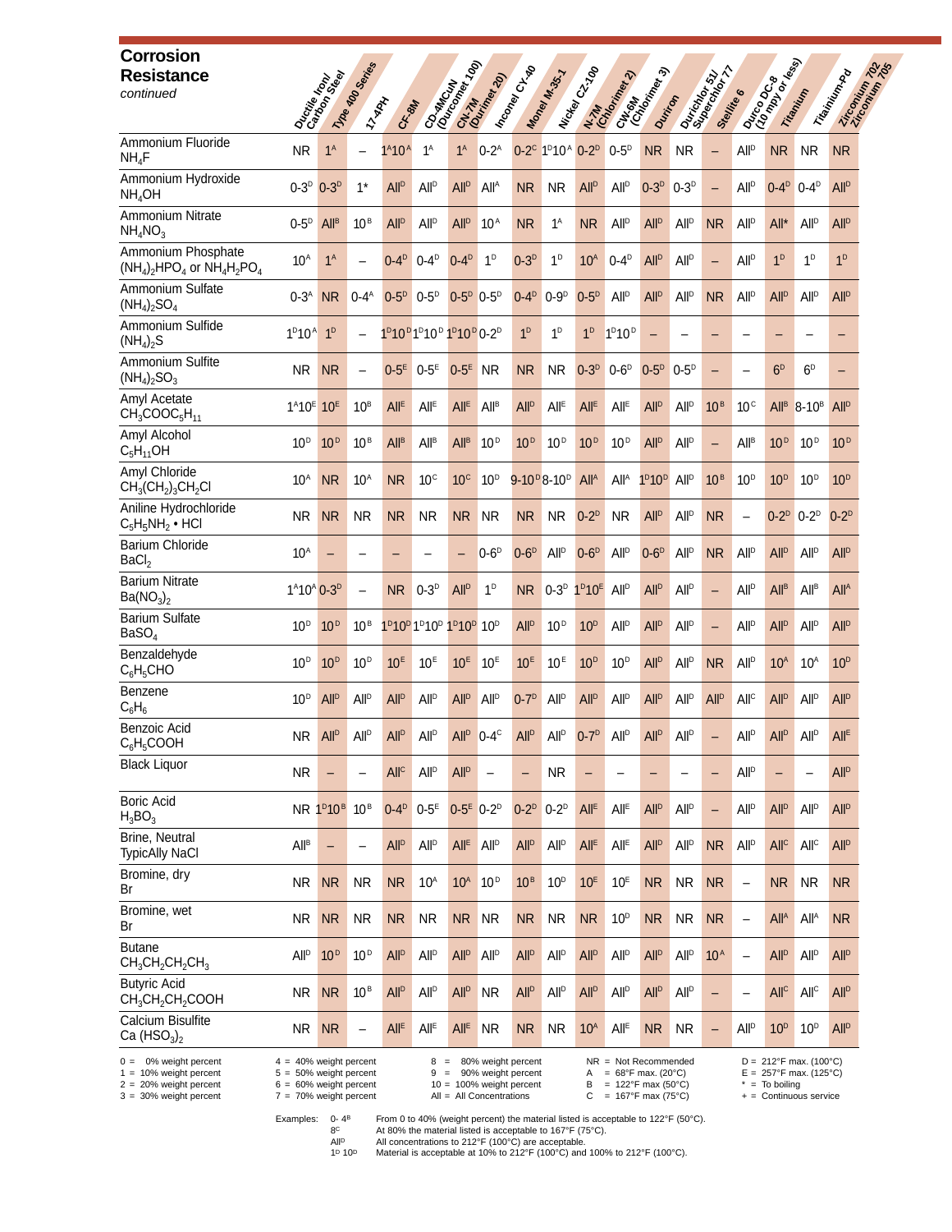# Corrosion Resistance

*continued*

| | Ductile Iron/ Carbon Steel | Type 400 Series | 17-4PH | CF-8M | CD-4MCuN (Durcomet 100) | CN-7M (Durimet 20) | Inconel CY-40 | Monel M-35-1 | Nickel CZ-100 | N-7M (Chlorimet 2) | CW-6M (Chlorimet 3) | Duriron | Durichlor 51/ Superchlor 77 | Stellite 6 | Durco DC-8 (10 mpy or less) | Titanium | Titanium-Pd | Zirconium 702 Zirconium 705 |
|---|---|---|---|---|---|---|---|---|---|---|---|---|---|---|---|---|---|---|
| Ammonium Fluoride $NH_4F$ | NR | 1[A] | – | 1[A]10[A] | 1[A] | 1[A] | 0-2[A] | 0-2[C] | 1[D]10[A] | 0-2[D] | 0-5[D] | NR | NR | – | All[D] | NR | NR | NR |
| Ammonium Hydroxide $NH_4OH$ | 0-3[D] | 0-3[D] | 1* | All[D] | All[D] | All[D] | All[A] | NR | NR | All[D] | All[D] | 0-3[D] | 0-3[D] | – | All[D] | 0-4[D] | 0-4[D] | All[D] |
| Ammonium Nitrate $NH_4NO_3$ | 0-5[D] | All[B] | 10[B] | All[D] | All[D] | All[D] | 10[A] | NR | 1[A] | NR | All[D] | All[D] | All[D] | NR | All[D] | All* | All[D] | All[D] |
| Ammonium Phosphate $(NH_4)_2HPO_4$ or $NH_4H_2PO_4$ | 10[A] | 1[A] | – | 0-4[D] | 0-4[D] | 0-4[D] | 1[D] | 0-3[D] | 1[D] | 10[A] | 0-4[D] | All[D] | All[D] | – | All[D] | 1[D] | 1[D] | 1[D] |
| Ammonium Sulfate $(NH_4)_2SO_4$ | 0-3[A] | NR | 0-4[A] | 0-5[D] | 0-5[D] | 0-5[D] | 0-5[D] | 0-4[D] | 0-9[D] | 0-5[D] | All[D] | All[D] | All[D] | NR | All[D] | All[D] | All[D] | All[D] |
| Ammonium Sulfide $(NH_4)_2S$ | 1[D]10[A] | 1[D] | – | 1[D]10[D] | 1[D]10[D] | 1[D]10[D] | 0-2[D] | 1[D] | 1[D] | 1[D] | 1[D]10[D] | – | – | – | – | – | – | – |
| Ammonium Sulfite $(NH_4)_2SO_3$ | NR | NR | – | 0-5[E] | 0-5[E] | 0-5[E] | NR | NR | NR | 0-3[D] | 0-6[D] | 0-5[D] | 0-5[D] | – | – | 6[D] | 6[D] | – |
| Amyl Acetate $CH_3COOC_5H_{11}$ | 1[A]10[E] | 10[E] | 10[B] | All[E] | All[E] | All[E] | All[B] | All[D] | All[E] | All[E] | All[E] | All[D] | All[D] | 10[B] | 10[C] | All[B] | 8-10[B] | All[D] |
| Amyl Alcohol $C_5H_{11}OH$ | 10[D] | 10[D] | 10[B] | All[B] | All[B] | All[B] | 10[D] | 10[D] | 10[D] | 10[D] | 10[D] | All[D] | All[D] | – | All[B] | 10[D] | 10[D] | 10[D] |
| Amyl Chloride $CH_3(CH_2)_3CH_2Cl$ | 10[A] | NR | 10[A] | NR | 10[C] | 10[C] | 10[D] | 9-10[D] | 8-10[D] | All[A] | All[A] | 1[D]10[D] | All[D] | 10[B] | 10[D] | 10[D] | 10[D] | 10[D] |
| Aniline Hydrochloride $C_5H_5NH_2 \cdot HCl$ | NR | NR | NR | NR | NR | NR | NR | NR | NR | 0-2[D] | NR | All[D] | All[D] | NR | – | 0-2[D] | 0-2[D] | 0-2[D] |
| Barium Chloride $BaCl_2$ | 10[A] | – | – | – | – | – | 0-6[D] | 0-6[D] | All[D] | 0-6[D] | All[D] | 0-6[D] | All[D] | NR | All[D] | All[D] | All[D] | All[D] |
| Barium Nitrate $Ba(NO_3)_2$ | 1[A]10[A] | 0-3[D] | – | NR | 0-3[D] | All[D] | 1[D] | NR | 0-3[D] | 1[D]10[E] | All[D] | All[D] | All[D] | – | All[D] | All[B] | All[B] | All[A] |
| Barium Sulfate $BaSO_4$ | 10[D] | 10[D] | 10[B] | 1[D]10[D] | 1[D]10[D] | 1[D]10[D] | 10[D] | All[D] | 10[D] | 10[D] | All[D] | All[D] | All[D] | – | All[D] | All[D] | All[D] | All[D] |
| Benzaldehyde $C_6H_5CHO$ | 10[D] | 10[D] | 10[D] | 10[E] | 10[E] | 10[E] | 10[E] | 10[E] | 10[E] | 10[D] | 10[D] | All[D] | All[D] | NR | All[D] | 10[A] | 10[A] | 10[D] |
| Benzene $C_6H_6$ | 10[D] | All[D] | All[D] | All[D] | All[D] | All[D] | All[D] | 0-7[D] | All[D] | All[D] | All[D] | All[D] | All[D] | All[D] | All[C] | All[D] | All[D] | All[D] |
| Benzoic Acid $C_6H_5COOH$ | NR | All[D] | All[D] | All[D] | All[D] | All[D] | 0-4[C] | All[D] | All[D] | 0-7[D] | All[D] | All[D] | All[D] | – | All[D] | All[D] | All[D] | All[E] |
| Black Liquor | NR | – | – | All[C] | All[D] | All[D] | – | – | NR | – | – | – | – | – | All[D] | – | – | All[D] |
| Boric Acid $H_3BO_3$ | NR | 1[D]10[B] | 10[B] | 0-4[D] | 0-5[E] | 0-5[E] | 0-2[D] | 0-2[D] | 0-2[D] | All[E] | All[E] | All[D] | All[D] | – | All[D] | All[D] | All[D] | All[D] |
| Brine, Neutral TypicAlly NaCl | All[B] | – | – | All[D] | All[D] | All[E] | All[D] | All[D] | All[D] | All[E] | All[E] | All[D] | All[D] | NR | All[D] | All[C] | All[C] | All[D] |
| Bromine, dry Br | NR | NR | NR | NR | 10[A] | 10[A] | 10[D] | 10[B] | 10[D] | 10[E] | 10[E] | NR | NR | NR | – | NR | NR | NR |
| Bromine, wet Br | NR | NR | NR | NR | NR | NR | NR | NR | NR | NR | 10[D] | NR | NR | NR | – | All[A] | All[A] | NR |
| Butane $CH_3CH_2CH_2CH_3$ | All[D] | 10[D] | 10[D] | All[D] | All[D] | All[D] | All[D] | All[D] | All[D] | All[D] | All[D] | All[D] | All[D] | 10[A] | – | All[D] | All[D] | All[D] |
| Butyric Acid $CH_3CH_2CH_2COOH$ | NR | NR | 10[B] | All[D] | All[D] | All[D] | NR | All[D] | All[D] | All[D] | All[D] | All[D] | All[D] | – | – | All[C] | All[C] | All[D] |
| Calcium Bisulfite $Ca(HSO_3)_2$ | NR | NR | – | All[E] | All[E] | All[E] | NR | NR | NR | 10[A] | All[E] | NR | NR | – | All[D] | 10[D] | 10[D] | All[D] |

0 = 0% weight percent
1 = 10% weight percent
2 = 20% weight percent
3 = 30% weight percent
4 = 40% weight percent
5 = 50% weight percent
6 = 60% weight percent
7 = 70% weight percent
8 = 80% weight percent
9 = 90% weight percent
10 = 100% weight percent
All = All Concentrations
NR = Not Recommended
A = 68°F max. (20°C)
B = 122°F max (50°C)
C = 167°F max (75°C)
D = 212°F max. (100°C)
E = 257°F max. (125°C)
* = To boiling
+ = Continuous service

Examples:
- 0-4[B] — From 0 to 40% (weight percent) the material listed is acceptable to 122°F (50°C).
- 8[C] — At 80% the material listed is acceptable to 167°F (75°C).
- All[D] — All concentrations to 212°F (100°C) are acceptable.
- 1[D] 10[D] — Material is acceptable at 10% to 212°F (100°C) and 100% to 212°F (100°C).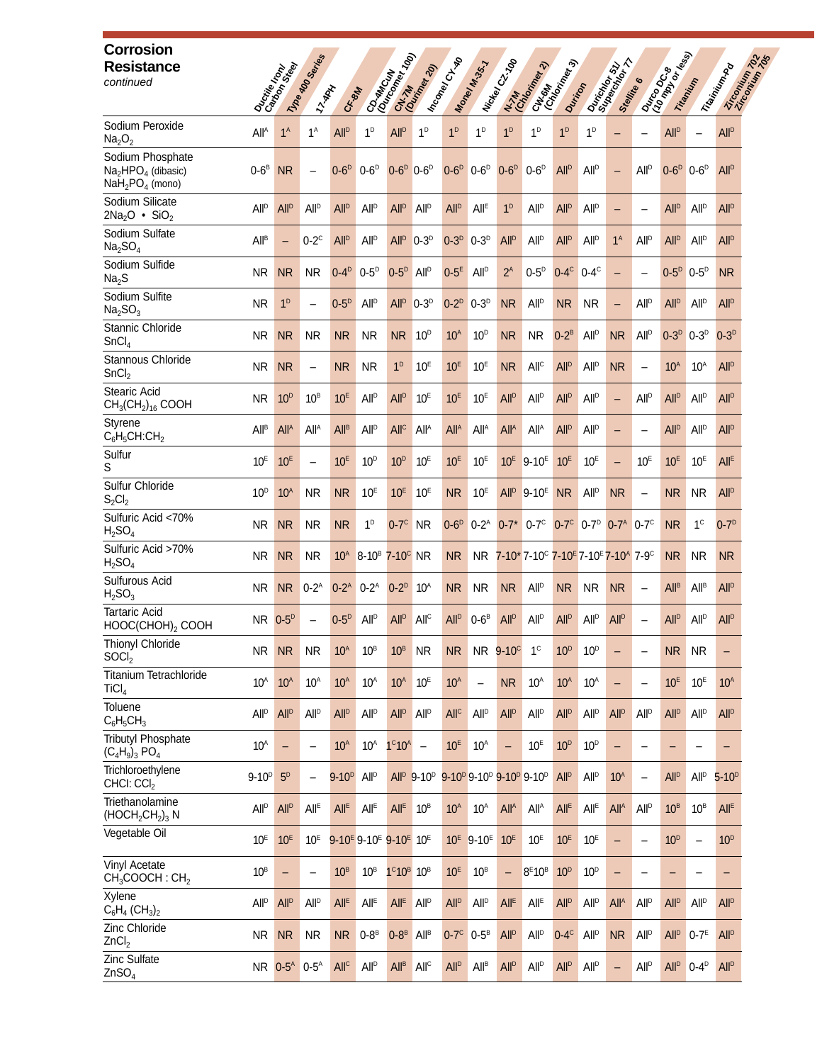# Corrosion Resistance

*continued*

| | Ductile Iron/ Carbon Steel | Type 400 Series | 17-4PH | CF-8M | CD-4MCuN (Durcomet 100) | CN-7M (Durimet 20) | Inconel CY-40 | Monel M-35-1 | Nickel CZ-100 | N-7M (Chlorimet 2) | CW-6M (Chlorimet 3) | Duriron | Durichlor 51/ Superchlor 77 | Stellite 6 | Durco DC-8 (10 mpy or less) | Titanium | Titanium-Pd | Zirconium 702 Zirconium 705 |
|---|---|---|---|---|---|---|---|---|---|---|---|---|---|---|---|---|---|---|
| Sodium Peroxide $Na_2O_2$ | All[A] | 1[A] | 1[A] | All[D] | 1[D] | All[D] | 1[D] | 1[D] | 1[D] | 1[D] | 1[D] | 1[D] | 1[D] | – | – | All[D] | – | All[D] |
| Sodium Phosphate $Na_2HPO_4$ (dibasic) $NaH_2PO_4$ (mono) | 0-6[B] | NR | – | 0-6[D] | 0-6[D] | 0-6[D] | 0-6[D] | 0-6[D] | 0-6[D] | 0-6[D] | 0-6[D] | All[D] | All[D] | – | All[D] | 0-6[D] | 0-6[D] | All[D] |
| Sodium Silicate $2Na_2O \cdot SiO_2$ | All[D] | All[D] | All[D] | All[D] | All[D] | All[D] | All[D] | All[D] | All[E] | 1[D] | All[D] | All[D] | All[D] | – | – | All[D] | All[D] | All[D] |
| Sodium Sulfate $Na_2SO_4$ | All[B] | – | 0-2[C] | All[D] | All[D] | All[D] | 0-3[D] | 0-3[D] | 0-3[D] | All[D] | All[D] | All[D] | All[D] | 1[A] | All[D] | All[D] | All[D] | All[D] |
| Sodium Sulfide $Na_2S$ | NR | NR | NR | 0-4[D] | 0-5[D] | 0-5[D] | All[D] | 0-5[E] | All[D] | 2[A] | 0-5[D] | 0-4[C] | 0-4[C] | – | – | 0-5[D] | 0-5[D] | NR |
| Sodium Sulfite $Na_2SO_3$ | NR | 1[D] | – | 0-5[D] | All[D] | All[D] | 0-3[D] | 0-2[D] | 0-3[D] | NR | All[D] | NR | NR | – | All[D] | All[D] | All[D] | All[D] |
| Stannic Chloride $SnCl_4$ | NR | NR | NR | NR | NR | NR | 10[D] | 10[A] | 10[D] | NR | NR | 0-2[B] | All[D] | NR | All[D] | 0-3[D] | 0-3[D] | 0-3[D] |
| Stannous Chloride $SnCl_2$ | NR | NR | – | NR | NR | 1[D] | 10[E] | 10[E] | 10[E] | NR | All[C] | All[D] | All[D] | NR | – | 10[A] | 10[A] | All[D] |
| Stearic Acid $CH_3(CH_2)_{16}$ COOH | NR | 10[D] | 10[B] | 10[E] | All[D] | All[D] | 10[E] | 10[E] | 10[E] | All[D] | All[D] | All[D] | All[D] | – | All[D] | All[D] | All[D] | All[D] |
| Styrene $C_6H_5CH:CH_2$ | All[B] | All[A] | All[A] | All[B] | All[D] | All[C] | All[A] | All[A] | All[A] | All[A] | All[A] | All[D] | All[D] | – | – | All[D] | All[D] | All[D] |
| Sulfur S | 10[E] | 10[E] | – | 10[E] | 10[D] | 10[D] | 10[E] | 10[E] | 10[E] | 10[E] | 9-10[E] | 10[E] | 10[E] | – | 10[E] | 10[E] | 10[E] | All[E] |
| Sulfur Chloride $S_2Cl_2$ | 10[D] | 10[A] | NR | NR | 10[E] | 10[E] | 10[E] | NR | 10[E] | All[D] | 9-10[E] | NR | All[D] | NR | – | NR | NR | All[D] |
| Sulfuric Acid <70% $H_2SO_4$ | NR | NR | NR | NR | 1[D] | 0-7[C] | NR | 0-6[D] | 0-2[A] | 0-7* | 0-7[C] | 0-7[C] | 0-7[D] | 0-7[A] | 0-7[C] | NR | 1[C] | 0-7[D] |
| Sulfuric Acid >70% $H_2SO_4$ | NR | NR | NR | 10[A] | 8-10[B] | 7-10[C] | NR | NR | NR | 7-10* | 7-10[C] | 7-10[E] | 7-10[E] | 7-10[A] | 7-9[C] | NR | NR | NR |
| Sulfurous Acid $H_2SO_3$ | NR | NR | 0-2[A] | 0-2[A] | 0-2[A] | 0-2[D] | 10[A] | NR | NR | NR | All[D] | NR | NR | NR | – | All[B] | All[B] | All[D] |
| Tartaric Acid $HOOC(CHOH)_2$ COOH | NR | 0-5[D] | – | 0-5[D] | All[D] | All[D] | All[C] | All[D] | 0-6[B] | All[D] | All[D] | All[D] | All[D] | All[D] | – | All[D] | All[D] | All[D] |
| Thionyl Chloride $SOCl_2$ | NR | NR | NR | 10[A] | 10[B] | 10[B] | NR | NR | NR | 9-10[C] | 1[C] | 10[D] | 10[D] | – | – | NR | NR | – |
| Titanium Tetrachloride $TiCl_4$ | 10[A] | 10[A] | 10[A] | 10[A] | 10[A] | 10[A] | 10[E] | 10[A] | – | NR | 10[A] | 10[A] | 10[A] | – | – | 10[E] | 10[E] | 10[A] |
| Toluene $C_6H_5CH_3$ | All[D] | All[D] | All[D] | All[D] | All[D] | All[D] | All[D] | All[C] | All[D] | All[D] | All[D] | All[D] | All[D] | All[D] | All[D] | All[D] | All[D] | All[D] |
| Tributyl Phosphate $(C_4H_9)_3 PO_4$ | 10[A] | – | – | 10[A] | 10[A] | 1[C]10[A] | – | 10[E] | 10[A] | – | 10[E] | 10[D] | 10[D] | – | – | – | – | – |
| Trichloroethylene $CHCl: CCl_2$ | 9-10[D] | 5[D] | – | 9-10[D] | All[D] | All[D] | 9-10[D] | 9-10[D] | 9-10[D] | 9-10[D] | 9-10[D] | All[D] | All[D] | 10[A] | – | All[D] | All[D] | 5-10[D] |
| Triethanolamine $(HOCH_2CH_2)_3$ N | All[D] | All[D] | All[E] | All[E] | All[E] | All[E] | 10[B] | 10[A] | 10[A] | All[A] | All[A] | All[E] | All[E] | All[A] | All[D] | 10[B] | 10[B] | All[E] |
| Vegetable Oil | 10[E] | 10[E] | 10[E] | 9-10[E] | 9-10[E] | 9-10[E] | 10[E] | 10[E] | 9-10[E] | 10[E] | 10[E] | 10[E] | 10[E] | – | – | 10[D] | – | 10[D] |
| Vinyl Acetate $CH_3COOCH : CH_2$ | 10[B] | – | – | 10[B] | 10[B] | 1[C]10[B] | 10[B] | 10[E] | 10[B] | – | 8[E]10[B] | 10[D] | 10[D] | – | – | – | – | – |
| Xylene $C_6H_4 (CH_3)_2$ | All[D] | All[D] | All[D] | All[E] | All[E] | All[E] | All[D] | All[D] | All[D] | All[E] | All[E] | All[D] | All[D] | All[A] | All[D] | All[D] | All[D] | All[D] |
| Zinc Chloride $ZnCl_2$ | NR | NR | NR | NR | 0-8[B] | 0-8[B] | All[B] | 0-7[C] | 0-5[B] | All[D] | All[D] | 0-4[C] | All[D] | NR | All[D] | All[D] | 0-7[E] | All[D] |
| Zinc Sulfate $ZnSO_4$ | NR | 0-5[A] | 0-5[A] | All[C] | All[D] | All[B] | All[C] | All[D] | All[B] | All[D] | All[D] | All[D] | All[D] | – | All[D] | All[D] | 0-4[D] | All[D] |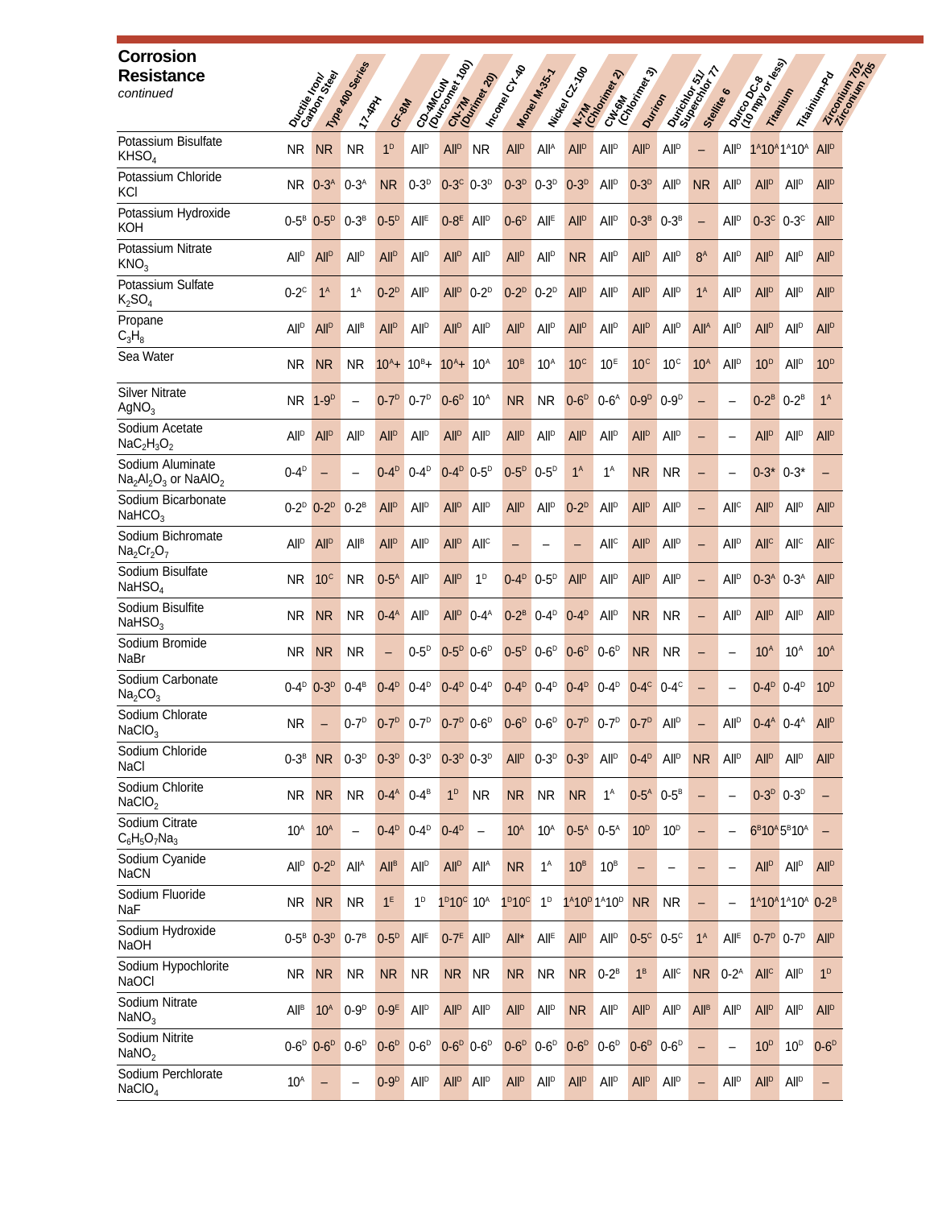# Corrosion Resistance

*continued*

| | Ductile Iron Carbon Steel | Type 400 Series | 17-4PH | CF-8M | CD-4MCuN (Durcomet 100) | CN-7M (Durimet 20) | Inconel CY-40 | Monel M-35-1 | Nickel CZ-100 | N-7M (Chlorimet 2) | CW-6M (Chlorimet 3) | Duriron | Durichlor 51/ Superchlor 77 | Stellite 6 | Durco DC-8 (10 mpy or less) | Titanium | Titanium-Pd | Zirconium 702 Zirconium 705 |
|---|---|---|---|---|---|---|---|---|---|---|---|---|---|---|---|---|---|---|
| Potassium Bisulfate $KHSO_4$ | NR | NR | NR | 1$^{D}$ | All$^{D}$ | All$^{D}$ | NR | All$^{D}$ | All$^{A}$ | All$^{D}$ | All$^{D}$ | All$^{D}$ | All$^{D}$ | – | All$^{D}$ | 1$^{A}$10$^{A}$ | 1$^{A}$10$^{A}$ | All$^{D}$ |
| Potassium Chloride $KCl$ | NR | 0-3$^{A}$ | 0-3$^{A}$ | NR | 0-3$^{D}$ | 0-3$^{C}$ | 0-3$^{D}$ | 0-3$^{D}$ | 0-3$^{D}$ | 0-3$^{D}$ | All$^{D}$ | 0-3$^{D}$ | All$^{D}$ | NR | All$^{D}$ | All$^{D}$ | All$^{D}$ | All$^{D}$ |
| Potassium Hydroxide $KOH$ | 0-5$^{B}$ | 0-5$^{D}$ | 0-3$^{B}$ | 0-5$^{D}$ | All$^{E}$ | 0-8$^{E}$ | All$^{D}$ | 0-6$^{D}$ | All$^{E}$ | All$^{D}$ | All$^{D}$ | 0-3$^{B}$ | 0-3$^{B}$ | – | All$^{D}$ | 0-3$^{C}$ | 0-3$^{C}$ | All$^{D}$ |
| Potassium Nitrate $KNO_3$ | All$^{D}$ | All$^{D}$ | All$^{D}$ | All$^{D}$ | All$^{D}$ | All$^{D}$ | All$^{D}$ | All$^{D}$ | All$^{D}$ | NR | All$^{D}$ | All$^{D}$ | All$^{D}$ | 8$^{A}$ | All$^{D}$ | All$^{D}$ | All$^{D}$ | All$^{D}$ |
| Potassium Sulfate $K_2SO_4$ | 0-2$^{C}$ | 1$^{A}$ | 1$^{A}$ | 0-2$^{D}$ | All$^{D}$ | All$^{D}$ | 0-2$^{D}$ | 0-2$^{D}$ | 0-2$^{D}$ | All$^{D}$ | All$^{D}$ | All$^{D}$ | All$^{D}$ | 1$^{A}$ | All$^{D}$ | All$^{D}$ | All$^{D}$ | All$^{D}$ |
| Propane $C_3H_8$ | All$^{D}$ | All$^{D}$ | All$^{B}$ | All$^{D}$ | All$^{D}$ | All$^{D}$ | All$^{D}$ | All$^{D}$ | All$^{D}$ | All$^{D}$ | All$^{D}$ | All$^{D}$ | All$^{D}$ | All$^{A}$ | All$^{D}$ | All$^{D}$ | All$^{D}$ | All$^{D}$ |
| Sea Water | NR | NR | NR | 10$^{A}$+ | 10$^{B}$+ | 10$^{A}$+ | 10$^{A}$ | 10$^{B}$ | 10$^{A}$ | 10$^{C}$ | 10$^{E}$ | 10$^{C}$ | 10$^{C}$ | 10$^{A}$ | All$^{D}$ | 10$^{D}$ | All$^{D}$ | 10$^{D}$ |
| Silver Nitrate $AgNO_3$ | NR | 1-9$^{D}$ | – | 0-7$^{D}$ | 0-7$^{D}$ | 0-6$^{D}$ | 10$^{A}$ | NR | NR | 0-6$^{D}$ | 0-6$^{A}$ | 0-9$^{D}$ | 0-9$^{D}$ | – | – | 0-2$^{B}$ | 0-2$^{B}$ | 1$^{A}$ |
| Sodium Acetate $NaC_2H_3O_2$ | All$^{D}$ | All$^{D}$ | All$^{D}$ | All$^{D}$ | All$^{D}$ | All$^{D}$ | All$^{D}$ | All$^{D}$ | All$^{D}$ | All$^{D}$ | All$^{D}$ | All$^{D}$ | All$^{D}$ | – | – | All$^{D}$ | All$^{D}$ | All$^{D}$ |
| Sodium Aluminate $Na_2Al_2O_3$ or $NaAlO_2$ | 0-4$^{D}$ | – | – | 0-4$^{D}$ | 0-4$^{D}$ | 0-4$^{D}$ | 0-5$^{D}$ | 0-5$^{D}$ | 0-5$^{D}$ | 1$^{A}$ | 1$^{A}$ | NR | NR | – | – | 0-3* | 0-3* | – |
| Sodium Bicarbonate $NaHCO_3$ | 0-2$^{D}$ | 0-2$^{D}$ | 0-2$^{B}$ | All$^{D}$ | All$^{D}$ | All$^{D}$ | All$^{D}$ | All$^{D}$ | All$^{D}$ | 0-2$^{D}$ | All$^{D}$ | All$^{D}$ | All$^{D}$ | – | All$^{C}$ | All$^{D}$ | All$^{D}$ | All$^{D}$ |
| Sodium Bichromate $Na_2Cr_2O_7$ | All$^{D}$ | All$^{D}$ | All$^{B}$ | All$^{D}$ | All$^{D}$ | All$^{D}$ | All$^{C}$ | – | – | – | All$^{C}$ | All$^{D}$ | All$^{D}$ | – | All$^{D}$ | All$^{C}$ | All$^{C}$ | All$^{C}$ |
| Sodium Bisulfate $NaHSO_4$ | NR | 10$^{C}$ | NR | 0-5$^{A}$ | All$^{D}$ | All$^{D}$ | 1$^{D}$ | 0-4$^{D}$ | 0-5$^{D}$ | All$^{D}$ | All$^{D}$ | All$^{D}$ | All$^{D}$ | – | All$^{D}$ | 0-3$^{A}$ | 0-3$^{A}$ | All$^{D}$ |
| Sodium Bisulfite $NaHSO_3$ | NR | NR | NR | 0-4$^{A}$ | All$^{D}$ | All$^{D}$ | 0-4$^{A}$ | 0-2$^{B}$ | 0-4$^{D}$ | 0-4$^{D}$ | All$^{D}$ | NR | NR | – | All$^{D}$ | All$^{D}$ | All$^{D}$ | All$^{D}$ |
| Sodium Bromide $NaBr$ | NR | NR | NR | – | 0-5$^{D}$ | 0-5$^{D}$ | 0-6$^{D}$ | 0-5$^{D}$ | 0-6$^{D}$ | 0-6$^{D}$ | 0-6$^{D}$ | NR | NR | – | – | 10$^{A}$ | 10$^{A}$ | 10$^{A}$ |
| Sodium Carbonate $Na_2CO_3$ | 0-4$^{D}$ | 0-3$^{D}$ | 0-4$^{B}$ | 0-4$^{D}$ | 0-4$^{D}$ | 0-4$^{D}$ | 0-4$^{D}$ | 0-4$^{D}$ | 0-4$^{D}$ | 0-4$^{D}$ | 0-4$^{D}$ | 0-4$^{C}$ | 0-4$^{C}$ | – | – | 0-4$^{D}$ | 0-4$^{D}$ | 10$^{D}$ |
| Sodium Chlorate $NaClO_3$ | NR | – | 0-7$^{D}$ | 0-7$^{D}$ | 0-7$^{D}$ | 0-7$^{D}$ | 0-6$^{D}$ | 0-6$^{D}$ | 0-6$^{D}$ | 0-7$^{D}$ | 0-7$^{D}$ | 0-7$^{D}$ | All$^{D}$ | – | All$^{D}$ | 0-4$^{A}$ | 0-4$^{A}$ | All$^{D}$ |
| Sodium Chloride $NaCl$ | 0-3$^{B}$ | NR | 0-3$^{D}$ | 0-3$^{D}$ | 0-3$^{D}$ | 0-3$^{D}$ | 0-3$^{D}$ | All$^{D}$ | 0-3$^{D}$ | 0-3$^{D}$ | All$^{D}$ | 0-4$^{D}$ | All$^{D}$ | NR | All$^{D}$ | All$^{D}$ | All$^{D}$ | All$^{D}$ |
| Sodium Chlorite $NaClO_2$ | NR | NR | NR | 0-4$^{A}$ | 0-4$^{B}$ | 1$^{D}$ | NR | NR | NR | NR | 1$^{A}$ | 0-5$^{A}$ | 0-5$^{B}$ | – | – | 0-3$^{D}$ | 0-3$^{D}$ | – |
| Sodium Citrate $C_6H_5O_7Na_3$ | 10$^{A}$ | 10$^{A}$ | – | 0-4$^{D}$ | 0-4$^{D}$ | 0-4$^{D}$ | – | 10$^{A}$ | 10$^{A}$ | 0-5$^{A}$ | 0-5$^{A}$ | 10$^{D}$ | 10$^{D}$ | – | – | 6$^{B}$10$^{A}$ | 5$^{B}$10$^{A}$ | – |
| Sodium Cyanide $NaCN$ | All$^{D}$ | 0-2$^{D}$ | All$^{A}$ | All$^{B}$ | All$^{D}$ | All$^{D}$ | All$^{A}$ | NR | 1$^{A}$ | 10$^{B}$ | 10$^{B}$ | – | – | – | – | All$^{D}$ | All$^{D}$ | All$^{D}$ |
| Sodium Fluoride $NaF$ | NR | NR | NR | 1$^{E}$ | 1$^{D}$ | 1$^{D}$10$^{C}$ | 10$^{A}$ | 1$^{D}$10$^{C}$ | 1$^{D}$ | 1$^{A}$10$^{D}$ | 1$^{A}$10$^{D}$ | NR | NR | – | – | 1$^{A}$10$^{A}$ | 1$^{A}$10$^{A}$ | 0-2$^{B}$ |
| Sodium Hydroxide $NaOH$ | 0-5$^{B}$ | 0-3$^{D}$ | 0-7$^{B}$ | 0-5$^{D}$ | All$^{E}$ | 0-7$^{E}$ | All$^{D}$ | All* | All$^{E}$ | All$^{D}$ | All$^{D}$ | 0-5$^{C}$ | 0-5$^{C}$ | 1$^{A}$ | All$^{E}$ | 0-7$^{D}$ | 0-7$^{D}$ | All$^{D}$ |
| Sodium Hypochlorite $NaOCl$ | NR | NR | NR | NR | NR | NR | NR | NR | NR | NR | 0-2$^{B}$ | 1$^{B}$ | All$^{C}$ | NR | 0-2$^{A}$ | All$^{C}$ | All$^{D}$ | 1$^{D}$ |
| Sodium Nitrate $NaNO_3$ | All$^{B}$ | 10$^{A}$ | 0-9$^{D}$ | 0-9$^{E}$ | All$^{D}$ | All$^{D}$ | All$^{D}$ | All$^{D}$ | All$^{D}$ | NR | All$^{D}$ | All$^{D}$ | All$^{D}$ | All$^{B}$ | All$^{D}$ | All$^{D}$ | All$^{D}$ | All$^{D}$ |
| Sodium Nitrite $NaNO_2$ | 0-6$^{D}$ | 0-6$^{D}$ | 0-6$^{D}$ | 0-6$^{D}$ | 0-6$^{D}$ | 0-6$^{D}$ | 0-6$^{D}$ | 0-6$^{D}$ | 0-6$^{D}$ | 0-6$^{D}$ | 0-6$^{D}$ | 0-6$^{D}$ | 0-6$^{D}$ | – | – | 10$^{D}$ | 10$^{D}$ | 0-6$^{D}$ |
| Sodium Perchlorate $NaClO_4$ | 10$^{A}$ | – | – | 0-9$^{D}$ | All$^{D}$ | All$^{D}$ | All$^{D}$ | All$^{D}$ | All$^{D}$ | All$^{D}$ | All$^{D}$ | All$^{D}$ | All$^{D}$ | – | All$^{D}$ | All$^{D}$ | All$^{D}$ | – |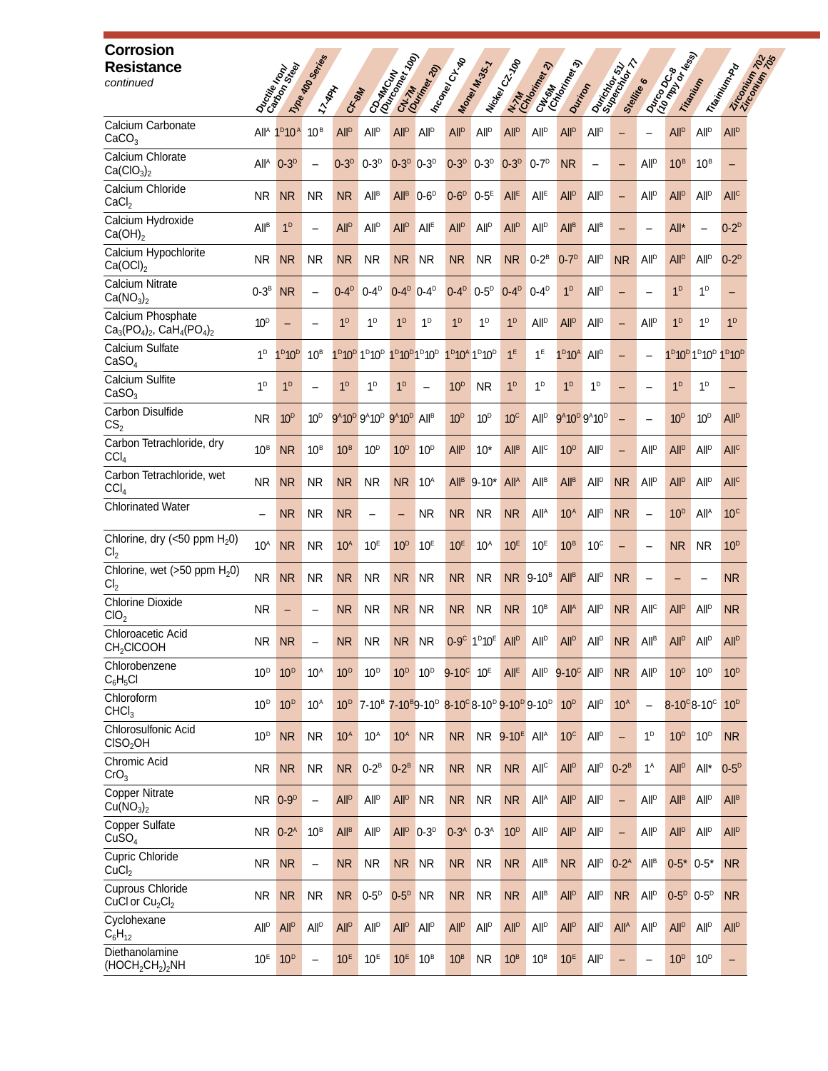# Corrosion Resistance

*continued*

| | Ductile Iron/ Carbon Steel | Type 400 Series | 17-4PH | CF-8M | CD-4MCuN (Durcomet 100) | CN-7M (Durimet 20) | Inconel CY-40 | Monel M-35-1 | Nickel CZ-100 | N-7M (Chlorimet 2) | CW-6M (Chlorimet 3) | Duriron | Durichlor 51/ Superchlor 77 | Stellite 6 | Durco DC-8 (10 mpy or less) | Titanium | Titanium-Pd | Zirconium 702 Zirconium 705 |
|---|---|---|---|---|---|---|---|---|---|---|---|---|---|---|---|---|---|---|
| Calcium Carbonate $CaCO_3$ | All$^A$ | 1$^D$10$^A$ | 10$^B$ | All$^D$ | All$^D$ | All$^D$ | All$^D$ | All$^D$ | All$^D$ | All$^D$ | All$^D$ | All$^D$ | All$^D$ | – | – | All$^D$ | All$^D$ | All$^D$ |
| Calcium Chlorate $Ca(ClO_3)_2$ | All$^A$ | 0-3$^D$ | – | 0-3$^D$ | 0-3$^D$ | 0-3$^D$ | 0-3$^D$ | 0-3$^D$ | 0-3$^D$ | 0-3$^D$ | 0-7$^D$ | NR | – | – | All$^D$ | 10$^B$ | 10$^B$ | – |
| Calcium Chloride $CaCl_2$ | NR | NR | NR | NR | All$^B$ | All$^B$ | 0-6$^D$ | 0-6$^D$ | 0-5$^E$ | All$^E$ | All$^E$ | All$^D$ | All$^D$ | – | All$^D$ | All$^D$ | All$^D$ | All$^C$ |
| Calcium Hydroxide $Ca(OH)_2$ | All$^B$ | 1$^D$ | – | All$^D$ | All$^D$ | All$^D$ | All$^E$ | All$^D$ | All$^D$ | All$^D$ | All$^D$ | All$^B$ | All$^B$ | – | – | All* | – | 0-2$^D$ |
| Calcium Hypochlorite $Ca(OCl)_2$ | NR | NR | NR | NR | NR | NR | NR | NR | NR | NR | 0-2$^B$ | 0-7$^D$ | All$^D$ | NR | All$^D$ | All$^D$ | All$^D$ | 0-2$^D$ |
| Calcium Nitrate $Ca(NO_3)_2$ | 0-3$^B$ | NR | – | 0-4$^D$ | 0-4$^D$ | 0-4$^D$ | 0-4$^D$ | 0-4$^D$ | 0-5$^D$ | 0-4$^D$ | 0-4$^D$ | 1$^D$ | All$^D$ | – | – | 1$^D$ | 1$^D$ | – |
| Calcium Phosphate $Ca_3(PO_4)_2$, $CaH_4(PO_4)_2$ | 10$^D$ | – | – | 1$^D$ | 1$^D$ | 1$^D$ | 1$^D$ | 1$^D$ | 1$^D$ | 1$^D$ | All$^D$ | All$^D$ | All$^D$ | – | All$^D$ | 1$^D$ | 1$^D$ | 1$^D$ |
| Calcium Sulfate $CaSO_4$ | 1$^D$ | 1$^D$10$^D$ | 10$^B$ | 1$^D$10$^D$ | 1$^D$10$^D$ | 1$^D$10$^D$ | 1$^D$10$^D$ | 1$^D$10$^A$ | 1$^D$10$^D$ | 1$^E$ | 1$^E$ | 1$^D$10$^A$ | All$^D$ | – | – | 1$^D$10$^D$ | 1$^D$10$^D$ | 1$^D$10$^D$ |
| Calcium Sulfite $CaSO_3$ | 1$^D$ | 1$^D$ | – | 1$^D$ | 1$^D$ | 1$^D$ | – | 10$^D$ | NR | 1$^D$ | 1$^D$ | 1$^D$ | 1$^D$ | – | – | 1$^D$ | 1$^D$ | – |
| Carbon Disulfide $CS_2$ | NR | 10$^D$ | 10$^D$ | 9$^A$10$^D$ | 9$^A$10$^D$ | 9$^A$10$^D$ | All$^B$ | 10$^D$ | 10$^D$ | 10$^C$ | All$^D$ | 9$^A$10$^D$ | 9$^A$10$^D$ | – | – | 10$^D$ | 10$^D$ | All$^D$ |
| Carbon Tetrachloride, dry $CCl_4$ | 10$^B$ | NR | 10$^B$ | 10$^B$ | 10$^D$ | 10$^D$ | 10$^D$ | All$^D$ | 10* | All$^B$ | All$^C$ | 10$^D$ | All$^D$ | – | All$^D$ | All$^D$ | All$^D$ | All$^C$ |
| Carbon Tetrachloride, wet $CCl_4$ | NR | NR | NR | NR | NR | NR | 10$^A$ | All$^B$ | 9-10* | All$^A$ | All$^B$ | All$^B$ | All$^D$ | NR | All$^D$ | All$^D$ | All$^D$ | All$^C$ |
| Chlorinated Water | – | NR | NR | NR | – | – | NR | NR | NR | NR | All$^A$ | 10$^A$ | All$^D$ | NR | – | 10$^D$ | All$^A$ | 10$^C$ |
| Chlorine, dry (<50 ppm $H_2O$) $Cl_2$ | 10$^A$ | NR | NR | 10$^A$ | 10$^E$ | 10$^D$ | 10$^E$ | 10$^E$ | 10$^A$ | 10$^E$ | 10$^E$ | 10$^B$ | 10$^C$ | – | – | NR | NR | 10$^D$ |
| Chlorine, wet (>50 ppm $H_2O$) $Cl_2$ | NR | NR | NR | NR | NR | NR | NR | NR | NR | NR | 9-10$^B$ | All$^B$ | All$^D$ | NR | – | – | – | NR |
| Chlorine Dioxide $ClO_2$ | NR | – | – | NR | NR | NR | NR | NR | NR | NR | 10$^B$ | All$^A$ | All$^D$ | NR | All$^C$ | All$^D$ | All$^D$ | NR |
| Chloroacetic Acid $CH_2ClCOOH$ | NR | NR | – | NR | NR | NR | NR | 0-9$^C$ | 1$^D$10$^E$ | All$^D$ | All$^D$ | All$^D$ | All$^D$ | NR | All$^B$ | All$^D$ | All$^D$ | All$^D$ |
| Chlorobenzene $C_6H_5Cl$ | 10$^D$ | 10$^D$ | 10$^A$ | 10$^D$ | 10$^D$ | 10$^D$ | 10$^D$ | 9-10$^C$ | 10$^E$ | All$^E$ | All$^D$ | 9-10$^C$ | All$^D$ | NR | All$^D$ | 10$^D$ | 10$^D$ | 10$^D$ |
| Chloroform $CHCl_3$ | 10$^D$ | 10$^D$ | 10$^A$ | 10$^D$ | 7-10$^B$ | 7-10$^B$ | 9-10$^D$ | 8-10$^C$ | 8-10$^D$ | 9-10$^D$ | 9-10$^D$ | 10$^D$ | All$^D$ | 10$^A$ | – | 8-10$^C$ | 8-10$^C$ | 10$^D$ |
| Chlorosulfonic Acid $ClSO_2OH$ | 10$^D$ | NR | NR | 10$^A$ | 10$^A$ | 10$^A$ | NR | NR | NR | 9-10$^E$ | All$^A$ | 10$^C$ | All$^D$ | – | 1$^D$ | 10$^D$ | 10$^D$ | NR |
| Chromic Acid $CrO_3$ | NR | NR | NR | NR | 0-2$^B$ | 0-2$^B$ | NR | NR | NR | NR | All$^C$ | All$^D$ | All$^D$ | 0-2$^B$ | 1$^A$ | All$^D$ | All* | 0-5$^D$ |
| Copper Nitrate $Cu(NO_3)_2$ | NR | 0-9$^D$ | – | All$^D$ | All$^D$ | All$^D$ | NR | NR | NR | NR | All$^A$ | All$^D$ | All$^D$ | – | All$^D$ | All$^B$ | All$^D$ | All$^B$ |
| Copper Sulfate $CuSO_4$ | NR | 0-2$^A$ | 10$^B$ | All$^B$ | All$^D$ | All$^D$ | 0-3$^D$ | 0-3$^A$ | 0-3$^A$ | 10$^D$ | All$^D$ | All$^D$ | All$^D$ | – | All$^D$ | All$^D$ | All$^D$ | All$^D$ |
| Cupric Chloride $CuCl_2$ | NR | NR | – | NR | NR | NR | NR | NR | NR | NR | All$^B$ | NR | All$^D$ | 0-2$^A$ | All$^B$ | 0-5* | 0-5* | NR |
| Cuprous Chloride $CuCl$ or $Cu_2Cl_2$ | NR | NR | NR | NR | 0-5$^D$ | 0-5$^D$ | NR | NR | NR | NR | All$^B$ | All$^D$ | All$^D$ | NR | All$^D$ | 0-5$^D$ | 0-5$^D$ | NR |
| Cyclohexane $C_6H_{12}$ | All$^D$ | All$^D$ | All$^D$ | All$^D$ | All$^D$ | All$^D$ | All$^D$ | All$^D$ | All$^D$ | All$^D$ | All$^D$ | All$^D$ | All$^D$ | All$^A$ | All$^D$ | All$^D$ | All$^D$ | All$^D$ |
| Diethanolamine $(HOCH_2CH_2)_2NH$ | 10$^E$ | 10$^D$ | – | 10$^E$ | 10$^E$ | 10$^E$ | 10$^B$ | 10$^B$ | NR | 10$^B$ | 10$^B$ | 10$^E$ | All$^D$ | – | – | 10$^D$ | 10$^D$ | – |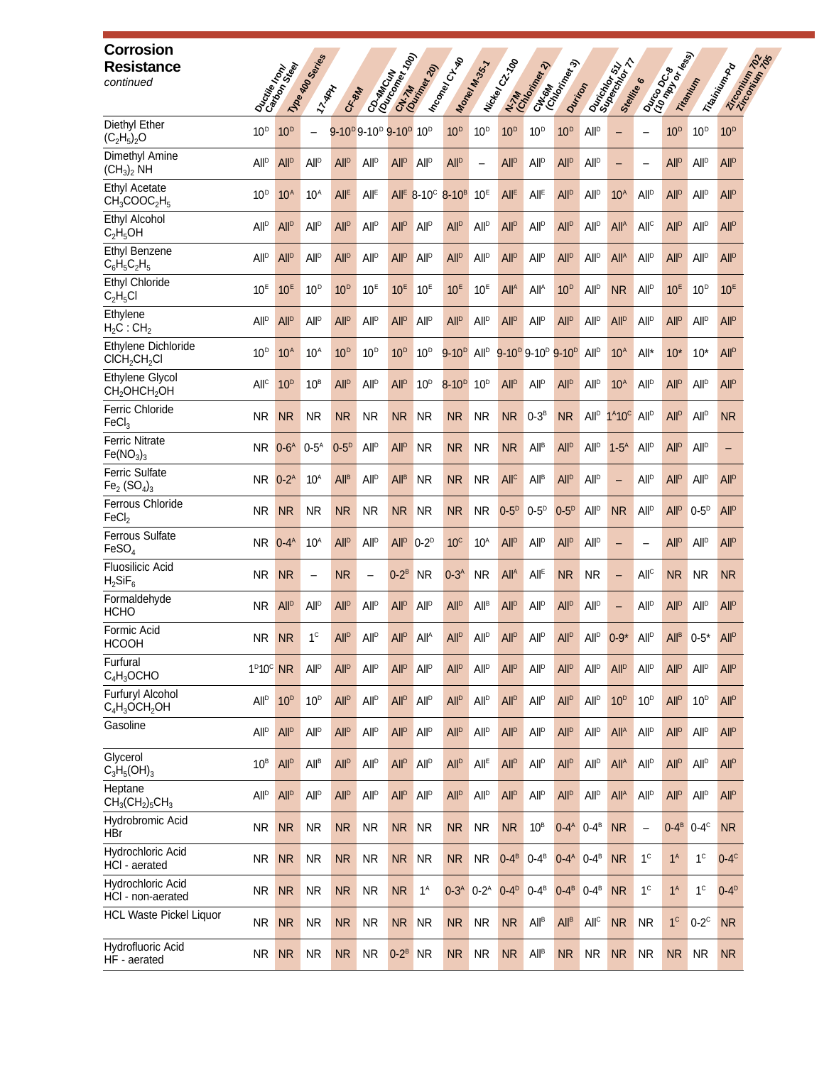# Corrosion Resistance

*continued*

| | Ductile Iron/ Carbon Steel | Type 400 Series | 17-4PH | CF-8M | CD-4MCuN (Durcomet 100) | CN-7M (Durimet 20) | Inconel CY-40 | Monel M-35-1 | Nickel CZ-100 | N-7M (Chlorimet 2) | CW-6M (Chlorimet 3) | Duriron | Durichlor 51/ Superchlor 77 | Stellite 6 | Durco DC-8 (10 mpy or less) | Titanium | Titanium-Pd | Zirconium 702/ Zirconium 705 |
|---|---|---|---|---|---|---|---|---|---|---|---|---|---|---|---|---|---|---|
| Diethyl Ether $(C_2H_5)_2O$ | 10[D] | 10[D] | – | 9-10[D] | 9-10[D] | 9-10[D] | 10[D] | 10[D] | 10[D] | 10[D] | 10[D] | 10[D] | All[D] | – | – | 10[D] | 10[D] | 10[D] |
| Dimethyl Amine $(CH_3)_2NH$ | All[D] | All[D] | All[D] | All[D] | All[D] | All[D] | All[D] | All[D] | – | All[D] | All[D] | All[D] | All[D] | – | – | All[D] | All[D] | All[D] |
| Ethyl Acetate $CH_3COOC_2H_5$ | 10[D] | 10[A] | 10[A] | All[E] | All[E] | All[E] | 8-10[C] | 8-10[B] | 10[E] | All[E] | All[E] | All[D] | All[D] | 10[A] | All[D] | All[D] | All[D] | All[D] |
| Ethyl Alcohol $C_2H_5OH$ | All[D] | All[D] | All[D] | All[D] | All[D] | All[D] | All[D] | All[D] | All[D] | All[D] | All[D] | All[D] | All[D] | All[A] | All[C] | All[D] | All[D] | All[D] |
| Ethyl Benzene $C_6H_5C_2H_5$ | All[D] | All[D] | All[D] | All[D] | All[D] | All[D] | All[D] | All[D] | All[D] | All[D] | All[D] | All[D] | All[D] | All[A] | All[D] | All[D] | All[D] | All[D] |
| Ethyl Chloride $C_2H_5Cl$ | 10[E] | 10[E] | 10[D] | 10[D] | 10[E] | 10[E] | 10[E] | 10[E] | 10[E] | All[A] | All[A] | 10[D] | All[D] | NR | All[D] | 10[E] | 10[D] | 10[E] |
| Ethylene $H_2C:CH_2$ | All[D] | All[D] | All[D] | All[D] | All[D] | All[D] | All[D] | All[D] | All[D] | All[D] | All[D] | All[D] | All[D] | All[D] | All[D] | All[D] | All[D] | All[D] |
| Ethylene Dichloride $ClCH_2CH_2Cl$ | 10[D] | 10[A] | 10[A] | 10[D] | 10[D] | 10[D] | 10[D] | 9-10[D] | All[D] | 9-10[D] | 9-10[D] | 9-10[D] | All[D] | 10[A] | All* | 10* | 10* | All[D] |
| Ethylene Glycol $CH_2OHCH_2OH$ | All[C] | 10[D] | 10[B] | All[D] | All[D] | All[D] | 10[D] | 8-10[D] | 10[D] | All[D] | All[D] | All[D] | All[D] | 10[A] | All[D] | All[D] | All[D] | All[D] |
| Ferric Chloride $FeCl_3$ | NR | NR | NR | NR | NR | NR | NR | NR | NR | NR | 0-3[B] | NR | All[D] | 1[A]10[C] | All[D] | All[D] | All[D] | NR |
| Ferric Nitrate $Fe(NO_3)_3$ | NR | 0-6[A] | 0-5[A] | 0-5[D] | All[D] | All[D] | NR | NR | NR | NR | All[B] | All[D] | All[D] | 1-5[A] | All[D] | All[D] | All[D] | – |
| Ferric Sulfate $Fe_2(SO_4)_3$ | NR | 0-2[A] | 10[A] | All[B] | All[D] | All[B] | NR | NR | NR | All[C] | All[B] | All[D] | All[D] | – | All[D] | All[D] | All[D] | All[D] |
| Ferrous Chloride $FeCl_2$ | NR | NR | NR | NR | NR | NR | NR | NR | NR | 0-5[D] | 0-5[D] | 0-5[D] | All[D] | NR | All[D] | All[D] | 0-5[D] | All[D] |
| Ferrous Sulfate $FeSO_4$ | NR | 0-4[A] | 10[A] | All[D] | All[D] | All[D] | 0-2[D] | 10[C] | 10[A] | All[D] | All[D] | All[D] | All[D] | – | – | All[D] | All[D] | All[D] |
| Fluosilicic Acid $H_2SiF_6$ | NR | NR | – | NR | – | 0-2[B] | NR | 0-3[A] | NR | All[A] | All[E] | NR | NR | – | All[C] | NR | NR | NR |
| Formaldehyde HCHO | NR | All[D] | All[D] | All[D] | All[D] | All[D] | All[D] | All[D] | All[B] | All[D] | All[D] | All[D] | All[D] | – | All[D] | All[D] | All[D] | All[D] |
| Formic Acid HCOOH | NR | NR | 1[C] | All[D] | All[D] | All[D] | All[A] | All[D] | All[D] | All[D] | All[D] | All[D] | All[D] | 0-9* | All[D] | All[B] | 0-5* | All[D] |
| Furfural $C_4H_3OCHO$ | 1[D]10[C] | NR | All[D] | All[D] | All[D] | All[D] | All[D] | All[D] | All[D] | All[D] | All[D] | All[D] | All[D] | All[D] | All[D] | All[D] | All[D] | All[D] |
| Furfuryl Alcohol $C_4H_3OCH_2OH$ | All[D] | 10[D] | 10[D] | All[D] | All[D] | All[D] | All[D] | All[D] | All[D] | All[D] | All[D] | All[D] | All[D] | 10[D] | 10[D] | All[D] | 10[D] | All[D] |
| Gasoline | All[D] | All[D] | All[D] | All[D] | All[D] | All[D] | All[D] | All[D] | All[D] | All[D] | All[D] | All[D] | All[D] | All[A] | All[D] | All[D] | All[D] | All[D] |
| Glycerol $C_3H_5(OH)_3$ | 10[B] | All[D] | All[B] | All[D] | All[D] | All[D] | All[D] | All[D] | All[E] | All[D] | All[D] | All[D] | All[D] | All[A] | All[D] | All[D] | All[D] | All[D] |
| Heptane $CH_3(CH_2)_5CH_3$ | All[D] | All[D] | All[D] | All[D] | All[D] | All[D] | All[D] | All[D] | All[D] | All[D] | All[D] | All[D] | All[D] | All[A] | All[D] | All[D] | All[D] | All[D] |
| Hydrobromic Acid HBr | NR | NR | NR | NR | NR | NR | NR | NR | NR | NR | 10[B] | 0-4[A] | 0-4[B] | NR | – | 0-4[B] | 0-4[C] | NR |
| Hydrochloric Acid HCl - aerated | NR | NR | NR | NR | NR | NR | NR | NR | NR | 0-4[B] | 0-4[B] | 0-4[A] | 0-4[B] | NR | 1[C] | 1[A] | 1[C] | 0-4[C] |
| Hydrochloric Acid HCl - non-aerated | NR | NR | NR | NR | NR | NR | 1[A] | 0-3[A] | 0-2[A] | 0-4[D] | 0-4[B] | 0-4[B] | 0-4[B] | NR | 1[C] | 1[A] | 1[C] | 0-4[D] |
| HCL Waste Pickle Liquor | NR | NR | NR | NR | NR | NR | NR | NR | NR | NR | All[B] | All[B] | All[C] | NR | NR | 1[C] | 0-2[C] | NR |
| Hydrofluoric Acid HF - aerated | NR | NR | NR | NR | NR | 0-2[B] | NR | NR | NR | NR | All[B] | NR | NR | NR | NR | NR | NR | NR |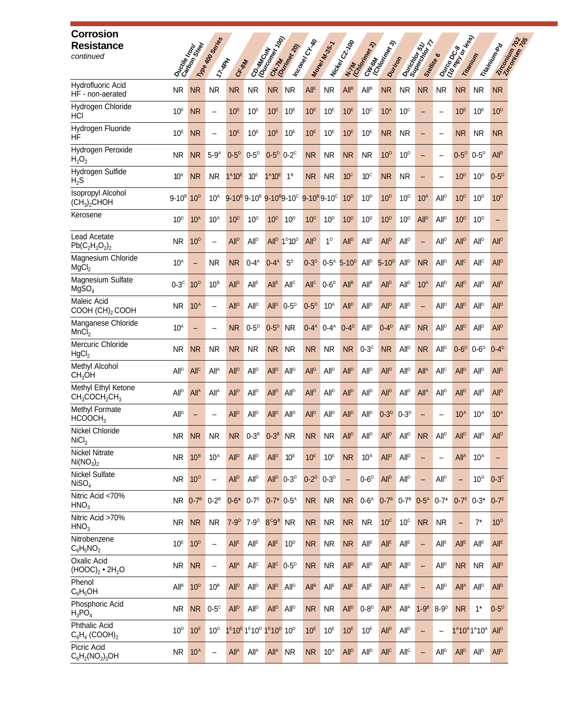# Corrosion Resistance

*continued*

| | Ductile Iron Carbon Steel | Type 400 Series | 17-4PH | CF-8M | CD-4MCuN (Durcomet 100) | CN-7M (Durimet 20) | Inconel CY-40 | Monel M-35-1 | Nickel CZ-100 | N-7M (Chlorimet 2) | CW-6M (Chlorimet 3) | Duriron | Durichlor 51/ Superchlor 77 | Stellite 6 | Durco DC-8 (10 mpy or less) | Titanium | Titanium-Pd | Zirconium 702 Zirconium 705 |
|---|---|---|---|---|---|---|---|---|---|---|---|---|---|---|---|---|---|---|
| Hydrofluoric Acid HF - non-aerated | NR | NR | NR | NR | NR | NR | NR | All$^{E}$ | NR | All$^{B}$ | All$^{B}$ | NR | NR | NR | NR | NR | NR | NR |
| Hydrogen Chloride HCl | 10$^{E}$ | NR | – | 10$^{E}$ | 10$^{E}$ | 10$^{E}$ | 10$^{E}$ | 10$^{E}$ | 10$^{E}$ | 10$^{E}$ | 10$^{C}$ | 10$^{A}$ | 10$^{C}$ | – | – | 10$^{E}$ | 10$^{E}$ | 10$^{D}$ |
| Hydrogen Fluoride HF | 10$^{E}$ | NR | – | 10$^{E}$ | 10$^{E}$ | 10$^{E}$ | 10$^{E}$ | 10$^{E}$ | 10$^{E}$ | 10$^{E}$ | 10$^{E}$ | NR | NR | – | – | NR | NR | NR |
| Hydrogen Peroxide $H_2O_2$ | NR | NR | 5-9$^{A}$ | 0-5$^{D}$ | 0-5$^{D}$ | 0-5$^{D}$ | 0-2$^{C}$ | NR | NR | NR | NR | 10$^{D}$ | 10$^{D}$ | – | – | 0-5$^{D}$ | 0-5$^{D}$ | All$^{D}$ |
| Hydrogen Sulfide $H_2S$ | 10$^{A}$ | NR | NR | 1$^{A}$10$^{E}$ | 10$^{E}$ | 1$^{A}$10$^{E}$ | 1$^{B}$ | NR | NR | 10$^{C}$ | 10$^{C}$ | NR | NR | – | – | 10$^{D}$ | 10$^{D}$ | 0-5$^{D}$ |
| Isopropyl Alcohol $(CH_3)_2CHOH$ | 9-10$^{B}$ | 10$^{D}$ | 10$^{A}$ | 9-10$^{B}$ | 9-10$^{B}$ | 9-10$^{B}$ | 9-10$^{C}$ | 9-10$^{B}$ | 9-10$^{C}$ | 10$^{D}$ | 10$^{D}$ | 10$^{D}$ | 10$^{D}$ | 10$^{A}$ | All$^{D}$ | 10$^{D}$ | 10$^{D}$ | 10$^{D}$ |
| Kerosene | 10$^{D}$ | 10$^{A}$ | 10$^{A}$ | 10$^{D}$ | 10$^{D}$ | 10$^{D}$ | 10$^{D}$ | 10$^{D}$ | 10$^{D}$ | 10$^{D}$ | 10$^{D}$ | 10$^{D}$ | 10$^{D}$ | All$^{D}$ | All$^{D}$ | 10$^{D}$ | 10$^{D}$ | – |
| Lead Acetate $Pb(C_2H_3O_2)_2$ | NR | 10$^{D}$ | – | All$^{D}$ | All$^{D}$ | All$^{D}$ | 1$^{D}$10$^{D}$ | All$^{D}$ | 1$^{D}$ | All$^{D}$ | All$^{D}$ | All$^{D}$ | All$^{D}$ | – | All$^{D}$ | All$^{D}$ | All$^{D}$ | All$^{D}$ |
| Magnesium Chloride $MgCl_2$ | 10$^{A}$ | – | NR | NR | 0-4$^{A}$ | 0-4$^{A}$ | 5$^{D}$ | 0-3$^{D}$ | 0-5$^{A}$ | 5-10$^{D}$ | All$^{D}$ | 5-10$^{D}$ | All$^{D}$ | NR | All$^{D}$ | All$^{C}$ | All$^{C}$ | All$^{D}$ |
| Magnesium Sulfate $MgSO_4$ | 0-3$^{C}$ | 10$^{D}$ | 10$^{B}$ | All$^{D}$ | All$^{E}$ | All$^{E}$ | All$^{C}$ | All$^{C}$ | 0-6$^{D}$ | All$^{B}$ | All$^{B}$ | All$^{D}$ | All$^{D}$ | 10$^{A}$ | All$^{D}$ | All$^{D}$ | All$^{D}$ | All$^{D}$ |
| Maleic Acid COOH $(CH)_2$ COOH | NR | 10$^{A}$ | – | All$^{D}$ | All$^{D}$ | All$^{D}$ | 0-5$^{D}$ | 0-5$^{D}$ | 10$^{A}$ | All$^{D}$ | All$^{D}$ | All$^{D}$ | All$^{D}$ | – | All$^{D}$ | All$^{D}$ | All$^{D}$ | All$^{D}$ |
| Manganese Chloride $MnCl_2$ | 10$^{A}$ | – | – | NR | 0-5$^{D}$ | 0-5$^{D}$ | NR | 0-4$^{A}$ | 0-4$^{A}$ | 0-4$^{D}$ | All$^{D}$ | 0-4$^{D}$ | All$^{D}$ | NR | All$^{D}$ | All$^{D}$ | All$^{D}$ | All$^{D}$ |
| Mercuric Chloride $HgCl_2$ | NR | NR | NR | NR | NR | NR | NR | NR | NR | NR | 0-3$^{C}$ | NR | All$^{D}$ | NR | All$^{D}$ | 0-6$^{D}$ | 0-6$^{D}$ | 0-4$^{D}$ |
| Methyl Alcohol $CH_3OH$ | All$^{D}$ | All$^{C}$ | All$^{A}$ | All$^{D}$ | All$^{D}$ | All$^{D}$ | All$^{D}$ | All$^{D}$ | All$^{D}$ | All$^{D}$ | All$^{D}$ | All$^{D}$ | All$^{D}$ | All$^{A}$ | All$^{C}$ | All$^{D}$ | All$^{D}$ | All$^{D}$ |
| Methyl Ethyl Ketone $CH_3COCH_2CH_3$ | All$^{D}$ | All$^{A}$ | All$^{A}$ | All$^{D}$ | All$^{D}$ | All$^{D}$ | All$^{D}$ | All$^{D}$ | All$^{D}$ | All$^{D}$ | All$^{D}$ | All$^{D}$ | All$^{D}$ | All$^{A}$ | All$^{D}$ | All$^{D}$ | All$^{D}$ | All$^{D}$ |
| Methyl Formate $HCOOCH_3$ | All$^{D}$ | – | – | All$^{D}$ | All$^{D}$ | All$^{D}$ | All$^{D}$ | All$^{D}$ | All$^{D}$ | All$^{D}$ | All$^{D}$ | 0-3$^{D}$ | 0-3$^{D}$ | – | – | 10$^{A}$ | 10$^{A}$ | 10$^{A}$ |
| Nickel Chloride $NiCl_2$ | NR | NR | NR | NR | 0-3$^{B}$ | 0-3$^{B}$ | NR | NR | NR | All$^{D}$ | All$^{D}$ | All$^{D}$ | All$^{D}$ | NR | All$^{D}$ | All$^{D}$ | All$^{D}$ | All$^{D}$ |
| Nickel Nitrate $Ni(NO_3)_2$ | NR | 10$^{B}$ | 10$^{A}$ | All$^{D}$ | All$^{D}$ | All$^{D}$ | 10$^{E}$ | 10$^{E}$ | 10$^{E}$ | NR | 10$^{A}$ | All$^{D}$ | All$^{D}$ | – | – | All$^{A}$ | 10$^{A}$ | – |
| Nickel Sulfate $NiSO_4$ | NR | 10$^{D}$ | – | All$^{D}$ | All$^{D}$ | All$^{D}$ | 0-3$^{D}$ | 0-2$^{D}$ | 0-3$^{D}$ | – | 0-6$^{D}$ | All$^{D}$ | All$^{D}$ | – | All$^{D}$ | – | 10$^{D}$ | 0-3$^{C}$ |
| Nitric Acid <70% $HNO_3$ | NR | 0-7$^{B}$ | 0-2$^{B}$ | 0-6* | 0-7$^{E}$ | 0-7* | 0-5$^{A}$ | NR | NR | NR | 0-6$^{A}$ | 0-7$^{B}$ | 0-7$^{B}$ | 0-5$^{A}$ | 0-7* | 0-7$^{E}$ | 0-3* | 0-7$^{E}$ |
| Nitric Acid >70% $HNO_3$ | NR | NR | NR | 7-9$^{D}$ | 7-9$^{D}$ | 8$^{C}$9$^{B}$ | NR | NR | NR | NR | NR | 10$^{C}$ | 10$^{C}$ | NR | NR | – | 7* | 10$^{D}$ |
| Nitrobenzene $C_6H_5NO_2$ | 10$^{E}$ | 10$^{D}$ | – | All$^{E}$ | All$^{E}$ | All$^{E}$ | 10$^{D}$ | NR | NR | NR | All$^{E}$ | All$^{E}$ | All$^{E}$ | – | All$^{E}$ | All$^{E}$ | All$^{E}$ | All$^{E}$ |
| Oxalic Acid $(HOOC)_2 \cdot 2H_2O$ | NR | NR | – | All$^{A}$ | All$^{C}$ | All$^{C}$ | 0-5$^{D}$ | NR | NR | All$^{D}$ | All$^{D}$ | All$^{D}$ | All$^{D}$ | – | All$^{D}$ | NR | NR | All$^{D}$ |
| Phenol $C_6H_5OH$ | All$^{B}$ | 10$^{D}$ | 10$^{B}$ | All$^{D}$ | All$^{D}$ | All$^{D}$ | All$^{D}$ | All$^{B}$ | All$^{E}$ | All$^{E}$ | All$^{E}$ | All$^{D}$ | All$^{D}$ | – | All$^{D}$ | All$^{A}$ | All$^{D}$ | All$^{D}$ |
| Phosphoric Acid $H_3PO_4$ | NR | NR | 0-5$^{C}$ | All$^{D}$ | All$^{D}$ | All$^{D}$ | All$^{D}$ | NR | NR | All$^{D}$ | 0-8$^{D}$ | All$^{A}$ | All$^{A}$ | 1-9$^{B}$ | 8-9$^{D}$ | NR | 1* | 0-5$^{D}$ |
| Phthalic Acid $C_6H_4(COOH)_2$ | 10$^{D}$ | 10$^{E}$ | 10$^{D}$ | 1$^{E}$10$^{E}$ | 1$^{E}$10$^{D}$ | 1$^{E}$10$^{D}$ | 10$^{D}$ | 10$^{E}$ | 10$^{E}$ | 10$^{E}$ | 10$^{E}$ | All$^{D}$ | All$^{D}$ | – | – | 1$^{A}$10$^{A}$ | 1$^{A}$10$^{A}$ | All$^{D}$ |
| Picric Acid $C_6H_2(NO_2)_3OH$ | NR | 10$^{A}$ | – | All$^{A}$ | All$^{A}$ | All$^{A}$ | NR | NR | 10$^{A}$ | All$^{D}$ | All$^{D}$ | All$^{C}$ | All$^{C}$ | – | All$^{D}$ | All$^{D}$ | All$^{D}$ | All$^{D}$ |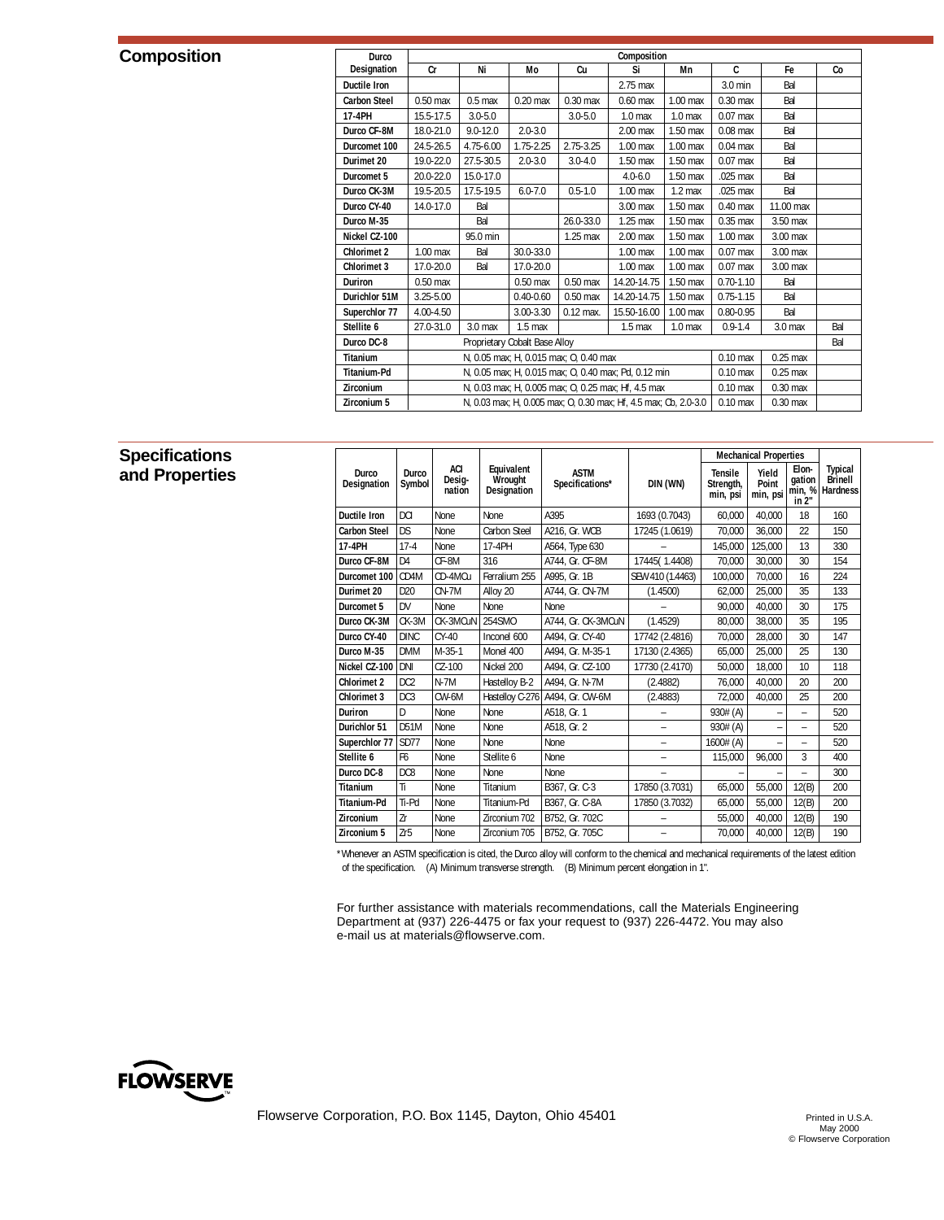## Composition

| Durco Designation | Composition | | | | | | | | |
|---|---|---|---|---|---|---|---|---|---|
| | Cr | Ni | Mo | Cu | Si | Mn | C | Fe | Co |
| **Ductile Iron** | | | | | 2.75 max | | 3.0 min | Bal | |
| **Carbon Steel** | 0.50 max | 0.5 max | 0.20 max | 0.30 max | 0.60 max | 1.00 max | 0.30 max | Bal | |
| **17-4PH** | 15.5-17.5 | 3.0-5.0 | | 3.0-5.0 | 1.0 max | 1.0 max | 0.07 max | Bal | |
| **Durco CF-8M** | 18.0-21.0 | 9.0-12.0 | 2.0-3.0 | | 2.00 max | 1.50 max | 0.08 max | Bal | |
| **Durcomet 100** | 24.5-26.5 | 4.75-6.00 | 1.75-2.25 | 2.75-3.25 | 1.00 max | 1.00 max | 0.04 max | Bal | |
| **Durimet 20** | 19.0-22.0 | 27.5-30.5 | 2.0-3.0 | 3.0-4.0 | 1.50 max | 1.50 max | 0.07 max | Bal | |
| **Durcomet 5** | 20.0-22.0 | 15.0-17.0 | | | 4.0-6.0 | 1.50 max | .025 max | Bal | |
| **Durco CK-3M** | 19.5-20.5 | 17.5-19.5 | 6.0-7.0 | 0.5-1.0 | 1.00 max | 1.2 max | .025 max | Bal | |
| **Durco CY-40** | 14.0-17.0 | Bal | | | 3.00 max | 1.50 max | 0.40 max | 11.00 max | |
| **Durco M-35** | | Bal | | 26.0-33.0 | 1.25 max | 1.50 max | 0.35 max | 3.50 max | |
| **Nickel CZ-100** | | 95.0 min | | 1.25 max | 2.00 max | 1.50 max | 1.00 max | 3.00 max | |
| **Chlorimet 2** | 1.00 max | Bal | 30.0-33.0 | | 1.00 max | 1.00 max | 0.07 max | 3.00 max | |
| **Chlorimet 3** | 17.0-20.0 | Bal | 17.0-20.0 | | 1.00 max | 1.00 max | 0.07 max | 3.00 max | |
| **Duriron** | 0.50 max | | 0.50 max | 0.50 max | 14.20-14.75 | 1.50 max | 0.70-1.10 | Bal | |
| **Durichlor 51M** | 3.25-5.00 | | 0.40-0.60 | 0.50 max | 14.20-14.75 | 1.50 max | 0.75-1.15 | Bal | |
| **Superchlor 77** | 4.00-4.50 | | 3.00-3.30 | 0.12 max. | 15.50-16.00 | 1.00 max | 0.80-0.95 | Bal | |
| **Stellite 6** | 27.0-31.0 | 3.0 max | 1.5 max | | 1.5 max | 1.0 max | 0.9-1.4 | 3.0 max | Bal |
| **Durco DC-8** | Proprietary Cobalt Base Alloy | | | | | | | | Bal |
| **Titanium** | N, 0.05 max; H, 0.015 max; O, 0.40 max | | | | | | 0.10 max | 0.25 max | |
| **Titanium-Pd** | N, 0.05 max; H, 0.015 max; O, 0.40 max; Pd, 0.12 min | | | | | | 0.10 max | 0.25 max | |
| **Zirconium** | N, 0.03 max; H, 0.005 max; O, 0.25 max; Hf, 4.5 max | | | | | | 0.10 max | 0.30 max | |
| **Zirconium 5** | N, 0.03 max; H, 0.005 max; O, 0.30 max; Hf, 4.5 max; Cb, 2.0-3.0 | | | | | | 0.10 max | 0.30 max | |

## Specifications and Properties

| Durco Designation | Durco Symbol | ACI Desig-nation | Equivalent Wrought Designation | ASTM Specifications* | DIN (WN) | Mechanical Properties | | | Typical Brinell Hardness |
|---|---|---|---|---|---|---|---|---|---|
| | | | | | | Tensile Strength, min, psi | Yield Point min, psi | Elon-gation min, % in 2" | |
| **Ductile Iron** | DCI | None | None | A395 | 1693 (0.7043) | 60,000 | 40,000 | 18 | 160 |
| **Carbon Steel** | DS | None | Carbon Steel | A216, Gr. WCB | 17245 (1.0619) | 70,000 | 36,000 | 22 | 150 |
| **17-4PH** | 17-4 | None | 17-4PH | A564, Type 630 | – | 145,000 | 125,000 | 13 | 330 |
| **Durco CF-8M** | D4 | CF-8M | 316 | A744, Gr. CF-8M | 17445( 1.4408) | 70,000 | 30,000 | 30 | 154 |
| **Durcomet 100** | CD4M | CD-4MCu | Ferralium 255 | A995, Gr. 1B | SEW410 (1.4463) | 100,000 | 70,000 | 16 | 224 |
| **Durimet 20** | D20 | CN-7M | Alloy 20 | A744, Gr. CN-7M | (1.4500) | 62,000 | 25,000 | 35 | 133 |
| **Durcomet 5** | DV | None | None | None | – | 90,000 | 40,000 | 30 | 175 |
| **Durco CK-3M** | CK-3M | CK-3MCuN | 254SMO | A744, Gr. CK-3MCuN | (1.4529) | 80,000 | 38,000 | 35 | 195 |
| **Durco CY-40** | DINC | CY-40 | Inconel 600 | A494, Gr. CY-40 | 17742 (2.4816) | 70,000 | 28,000 | 30 | 147 |
| **Durco M-35** | DMM | M-35-1 | Monel 400 | A494, Gr. M-35-1 | 17130 (2.4365) | 65,000 | 25,000 | 25 | 130 |
| **Nickel CZ-100** | DNI | CZ-100 | Nickel 200 | A494, Gr. CZ-100 | 17730 (2.4170) | 50,000 | 18,000 | 10 | 118 |
| **Chlorimet 2** | DC2 | N-7M | Hastelloy B-2 | A494, Gr. N-7M | (2.4882) | 76,000 | 40,000 | 20 | 200 |
| **Chlorimet 3** | DC3 | CW-6M | Hastelloy C-276 | A494, Gr. CW-6M | (2.4883) | 72,000 | 40,000 | 25 | 200 |
| **Duriron** | D | None | None | A518, Gr. 1 | – | 930# (A) | – | – | 520 |
| **Durichlor 51** | D51M | None | None | A518, Gr. 2 | – | 930# (A) | – | – | 520 |
| **Superchlor 77** | SD77 | None | None | None | – | 1600# (A) | – | – | 520 |
| **Stellite 6** | F6 | None | Stellite 6 | None | – | 115,000 | 96,000 | 3 | 400 |
| **Durco DC-8** | DC8 | None | None | None | – | – | – | – | 300 |
| **Titanium** | Ti | None | Titanium | B367, Gr. C-3 | 17850 (3.7031) | 65,000 | 55,000 | 12(B) | 200 |
| **Titanium-Pd** | Ti-Pd | None | Titanium-Pd | B367, Gr. C-8A | 17850 (3.7032) | 65,000 | 55,000 | 12(B) | 200 |
| **Zirconium** | Zr | None | Zirconium 702 | B752, Gr. 702C | – | 55,000 | 40,000 | 12(B) | 190 |
| **Zirconium 5** | Zr5 | None | Zirconium 705 | B752, Gr. 705C | – | 70,000 | 40,000 | 12(B) | 190 |

*Whenever an ASTM specification is cited, the Durco alloy will conform to the chemical and mechanical requirements of the latest edition of the specification. (A) Minimum transverse strength. (B) Minimum percent elongation in 1".

For further assistance with materials recommendations, call the Materials Engineering Department at (937) 226-4475 or fax your request to (937) 226-4472. You may also e-mail us at materials@flowserve.com.

FLOWSERVE

Flowserve Corporation, P.O. Box 1145, Dayton, Ohio 45401

Printed in U.S.A.
May 2000
© Flowserve Corporation